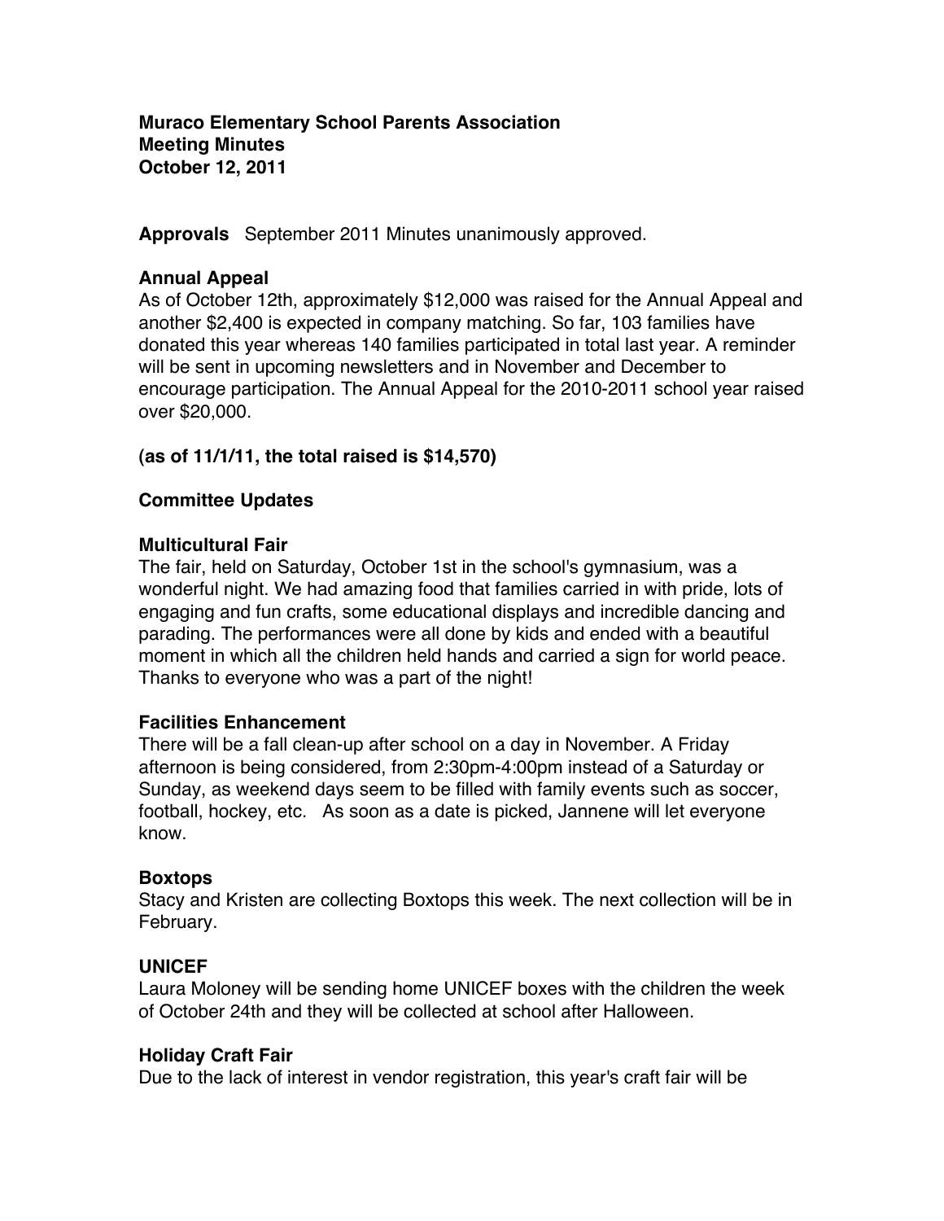**Muraco Elementary School Parents Association**
**Meeting Minutes**
**October 12, 2011**

**Approvals** September 2011 Minutes unanimously approved.

**Annual Appeal**

As of October 12th, approximately $12,000 was raised for the Annual Appeal and another $2,400 is expected in company matching. So far, 103 families have donated this year whereas 140 families participated in total last year. A reminder will be sent in upcoming newsletters and in November and December to encourage participation. The Annual Appeal for the 2010-2011 school year raised over $20,000.

**(as of 11/1/11, the total raised is $14,570)**

**Committee Updates**

**Multicultural Fair**

The fair, held on Saturday, October 1st in the school's gymnasium, was a wonderful night. We had amazing food that families carried in with pride, lots of engaging and fun crafts, some educational displays and incredible dancing and parading. The performances were all done by kids and ended with a beautiful moment in which all the children held hands and carried a sign for world peace. Thanks to everyone who was a part of the night!

**Facilities Enhancement**

There will be a fall clean-up after school on a day in November. A Friday afternoon is being considered, from 2:30pm-4:00pm instead of a Saturday or Sunday, as weekend days seem to be filled with family events such as soccer, football, hockey, etc. As soon as a date is picked, Jannene will let everyone know.

**Boxtops**

Stacy and Kristen are collecting Boxtops this week. The next collection will be in February.

**UNICEF**

Laura Moloney will be sending home UNICEF boxes with the children the week of October 24th and they will be collected at school after Halloween.

**Holiday Craft Fair**

Due to the lack of interest in vendor registration, this year's craft fair will be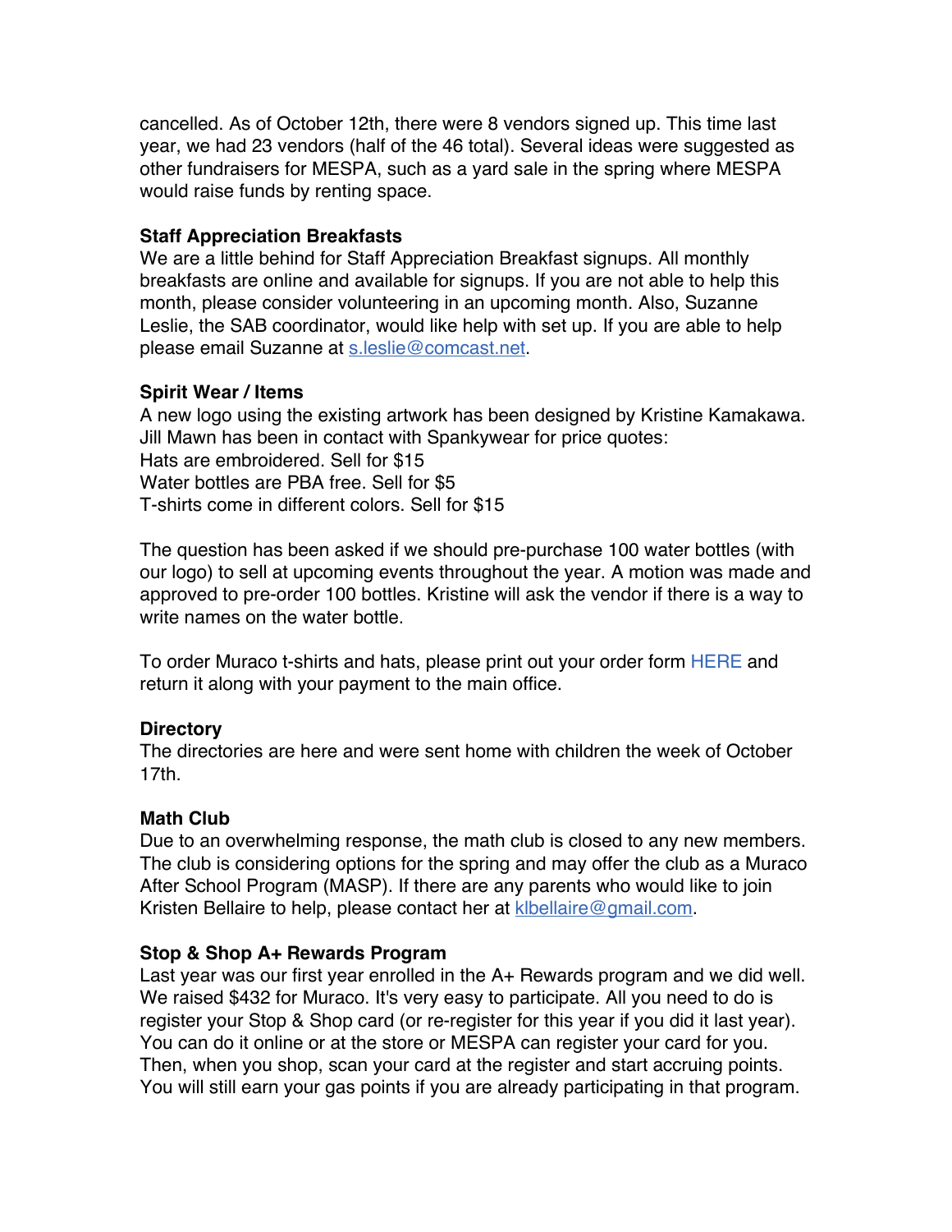cancelled. As of October 12th, there were 8 vendors signed up. This time last year, we had 23 vendors (half of the 46 total). Several ideas were suggested as other fundraisers for MESPA, such as a yard sale in the spring where MESPA would raise funds by renting space.

**Staff Appreciation Breakfasts**

We are a little behind for Staff Appreciation Breakfast signups. All monthly breakfasts are online and available for signups. If you are not able to help this month, please consider volunteering in an upcoming month. Also, Suzanne Leslie, the SAB coordinator, would like help with set up. If you are able to help please email Suzanne at s.leslie@comcast.net.

**Spirit Wear / Items**

A new logo using the existing artwork has been designed by Kristine Kamakawa. Jill Mawn has been in contact with Spankywear for price quotes:
Hats are embroidered. Sell for $15
Water bottles are PBA free. Sell for $5
T-shirts come in different colors. Sell for $15

The question has been asked if we should pre-purchase 100 water bottles (with our logo) to sell at upcoming events throughout the year. A motion was made and approved to pre-order 100 bottles. Kristine will ask the vendor if there is a way to write names on the water bottle.

To order Muraco t-shirts and hats, please print out your order form HERE and return it along with your payment to the main office.

**Directory**

The directories are here and were sent home with children the week of October 17th.

**Math Club**

Due to an overwhelming response, the math club is closed to any new members. The club is considering options for the spring and may offer the club as a Muraco After School Program (MASP). If there are any parents who would like to join Kristen Bellaire to help, please contact her at klbellaire@gmail.com.

**Stop & Shop A+ Rewards Program**

Last year was our first year enrolled in the A+ Rewards program and we did well. We raised $432 for Muraco. It's very easy to participate. All you need to do is register your Stop & Shop card (or re-register for this year if you did it last year). You can do it online or at the store or MESPA can register your card for you. Then, when you shop, scan your card at the register and start accruing points. You will still earn your gas points if you are already participating in that program.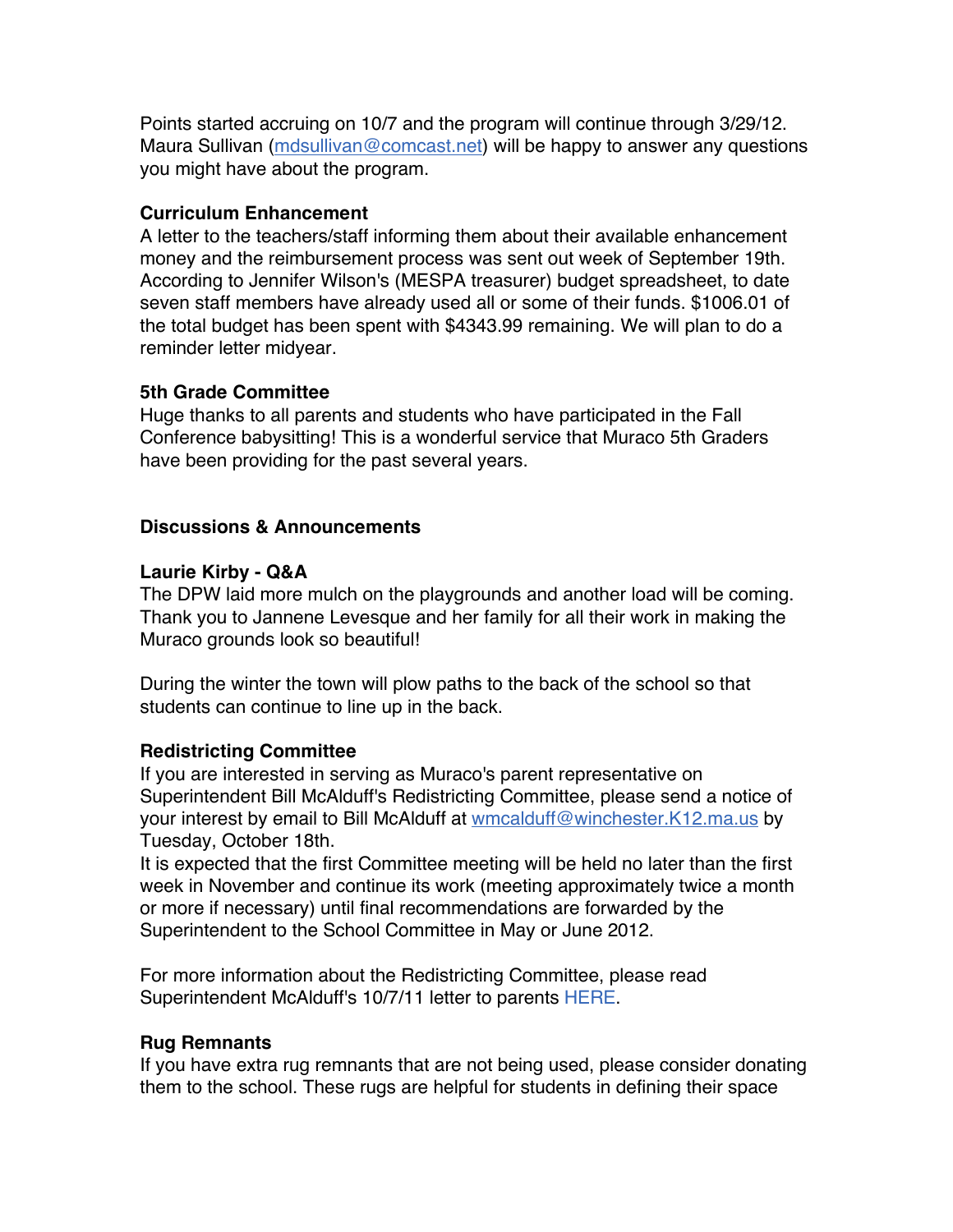Points started accruing on 10/7 and the program will continue through 3/29/12. Maura Sullivan ([mdsullivan@comcast.net](mailto:mdsullivan@comcast.net)) will be happy to answer any questions you might have about the program.

**Curriculum Enhancement**
A letter to the teachers/staff informing them about their available enhancement money and the reimbursement process was sent out week of September 19th. According to Jennifer Wilson's (MESPA treasurer) budget spreadsheet, to date seven staff members have already used all or some of their funds. $1006.01 of the total budget has been spent with $4343.99 remaining. We will plan to do a reminder letter midyear.

**5th Grade Committee**
Huge thanks to all parents and students who have participated in the Fall Conference babysitting! This is a wonderful service that Muraco 5th Graders have been providing for the past several years.

**Discussions & Announcements**

**Laurie Kirby - Q&A**
The DPW laid more mulch on the playgrounds and another load will be coming. Thank you to Jannene Levesque and her family for all their work in making the Muraco grounds look so beautiful!

During the winter the town will plow paths to the back of the school so that students can continue to line up in the back.

**Redistricting Committee**
If you are interested in serving as Muraco's parent representative on Superintendent Bill McAlduff's Redistricting Committee, please send a notice of your interest by email to Bill McAlduff at [wmcalduff@winchester.K12.ma.us](mailto:wmcalduff@winchester.K12.ma.us) by Tuesday, October 18th.
It is expected that the first Committee meeting will be held no later than the first week in November and continue its work (meeting approximately twice a month or more if necessary) until final recommendations are forwarded by the Superintendent to the School Committee in May or June 2012.

For more information about the Redistricting Committee, please read Superintendent McAlduff's 10/7/11 letter to parents HERE.

**Rug Remnants**
If you have extra rug remnants that are not being used, please consider donating them to the school. These rugs are helpful for students in defining their space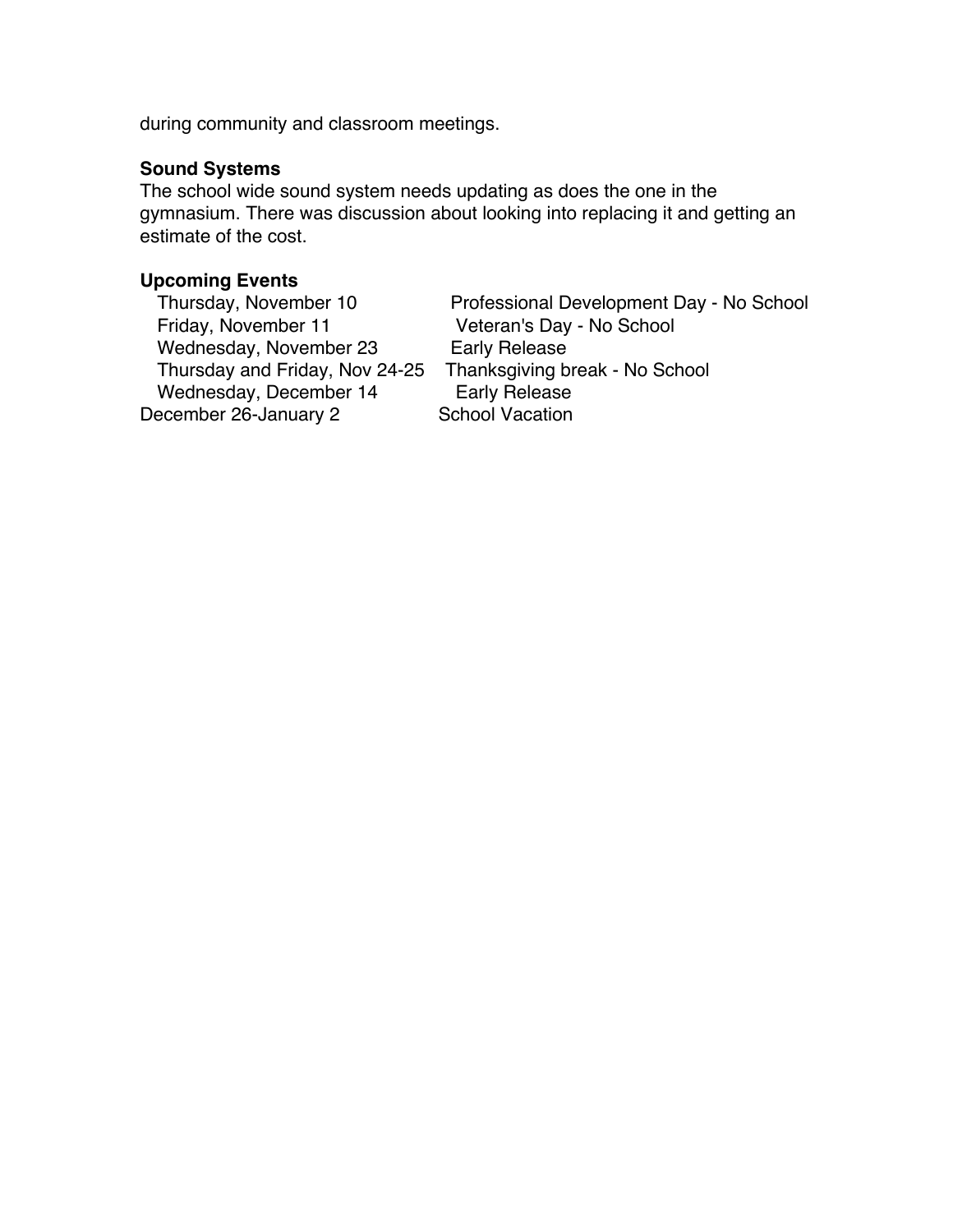during community and classroom meetings.

**Sound Systems**

The school wide sound system needs updating as does the one in the gymnasium. There was discussion about looking into replacing it and getting an estimate of the cost.

**Upcoming Events**

| | |
|---|---|
| Thursday, November 10 | Professional Development Day - No School |
| Friday, November 11 | Veteran's Day - No School |
| Wednesday, November 23 | Early Release |
| Thursday and Friday, Nov 24-25 | Thanksgiving break - No School |
| Wednesday, December 14 | Early Release |
| December 26-January 2 | School Vacation |